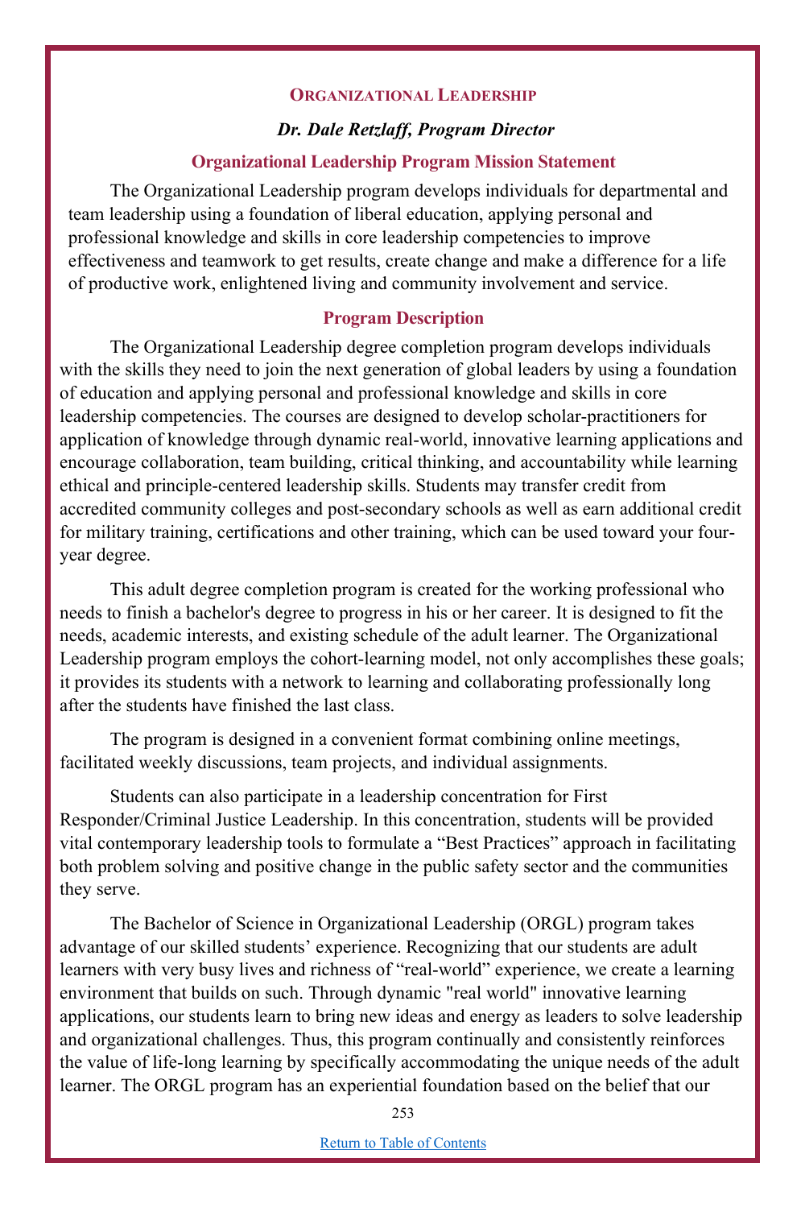## Organizational Leadership

***Dr. Dale Retzlaff, Program Director***

### Organizational Leadership Program Mission Statement

The Organizational Leadership program develops individuals for departmental and team leadership using a foundation of liberal education, applying personal and professional knowledge and skills in core leadership competencies to improve effectiveness and teamwork to get results, create change and make a difference for a life of productive work, enlightened living and community involvement and service.

### Program Description

The Organizational Leadership degree completion program develops individuals with the skills they need to join the next generation of global leaders by using a foundation of education and applying personal and professional knowledge and skills in core leadership competencies. The courses are designed to develop scholar-practitioners for application of knowledge through dynamic real-world, innovative learning applications and encourage collaboration, team building, critical thinking, and accountability while learning ethical and principle-centered leadership skills. Students may transfer credit from accredited community colleges and post-secondary schools as well as earn additional credit for military training, certifications and other training, which can be used toward your four-year degree.

This adult degree completion program is created for the working professional who needs to finish a bachelor's degree to progress in his or her career. It is designed to fit the needs, academic interests, and existing schedule of the adult learner. The Organizational Leadership program employs the cohort-learning model, not only accomplishes these goals; it provides its students with a network to learning and collaborating professionally long after the students have finished the last class.

The program is designed in a convenient format combining online meetings, facilitated weekly discussions, team projects, and individual assignments.

Students can also participate in a leadership concentration for First Responder/Criminal Justice Leadership. In this concentration, students will be provided vital contemporary leadership tools to formulate a "Best Practices" approach in facilitating both problem solving and positive change in the public safety sector and the communities they serve.

The Bachelor of Science in Organizational Leadership (ORGL) program takes advantage of our skilled students' experience. Recognizing that our students are adult learners with very busy lives and richness of "real-world" experience, we create a learning environment that builds on such. Through dynamic "real world" innovative learning applications, our students learn to bring new ideas and energy as leaders to solve leadership and organizational challenges. Thus, this program continually and consistently reinforces the value of life-long learning by specifically accommodating the unique needs of the adult learner. The ORGL program has an experiential foundation based on the belief that our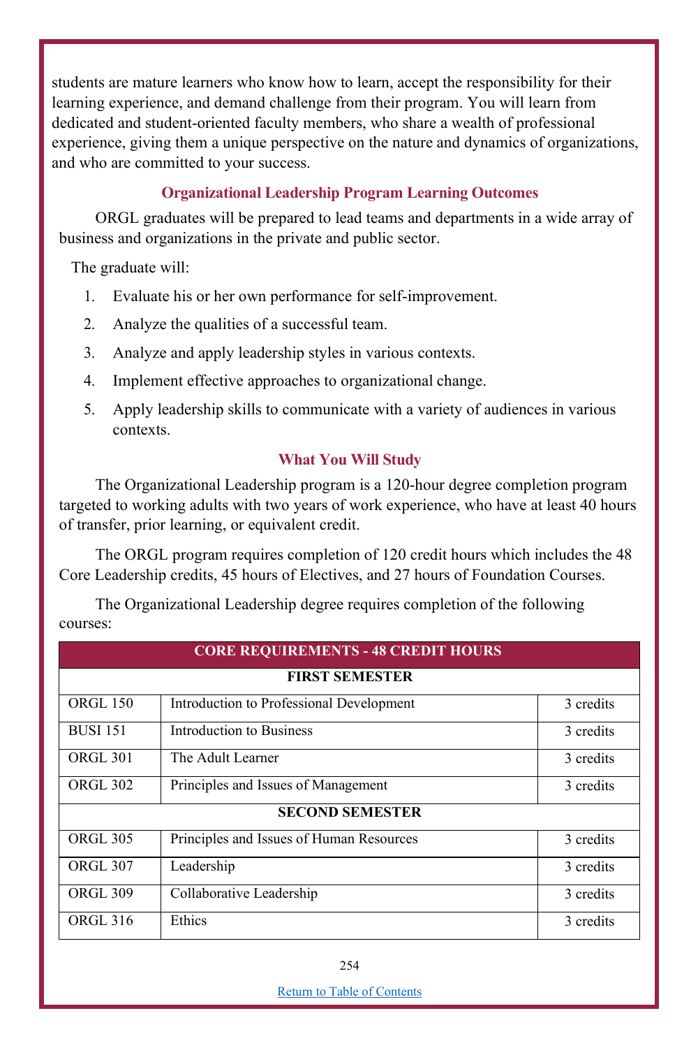students are mature learners who know how to learn, accept the responsibility for their learning experience, and demand challenge from their program. You will learn from dedicated and student-oriented faculty members, who share a wealth of professional experience, giving them a unique perspective on the nature and dynamics of organizations, and who are committed to your success.

### Organizational Leadership Program Learning Outcomes

ORGL graduates will be prepared to lead teams and departments in a wide array of business and organizations in the private and public sector.

The graduate will:

1. Evaluate his or her own performance for self-improvement.
2. Analyze the qualities of a successful team.
3. Analyze and apply leadership styles in various contexts.
4. Implement effective approaches to organizational change.
5. Apply leadership skills to communicate with a variety of audiences in various contexts.

### What You Will Study

The Organizational Leadership program is a 120-hour degree completion program targeted to working adults with two years of work experience, who have at least 40 hours of transfer, prior learning, or equivalent credit.

The ORGL program requires completion of 120 credit hours which includes the 48 Core Leadership credits, 45 hours of Electives, and 27 hours of Foundation Courses.

The Organizational Leadership degree requires completion of the following courses:

| CORE REQUIREMENTS - 48 CREDIT HOURS | | |
|---|---|---|
| **FIRST SEMESTER** | | |
| ORGL 150 | Introduction to Professional Development | 3 credits |
| BUSI 151 | Introduction to Business | 3 credits |
| ORGL 301 | The Adult Learner | 3 credits |
| ORGL 302 | Principles and Issues of Management | 3 credits |
| **SECOND SEMESTER** | | |
| ORGL 305 | Principles and Issues of Human Resources | 3 credits |
| ORGL 307 | Leadership | 3 credits |
| ORGL 309 | Collaborative Leadership | 3 credits |
| ORGL 316 | Ethics | 3 credits |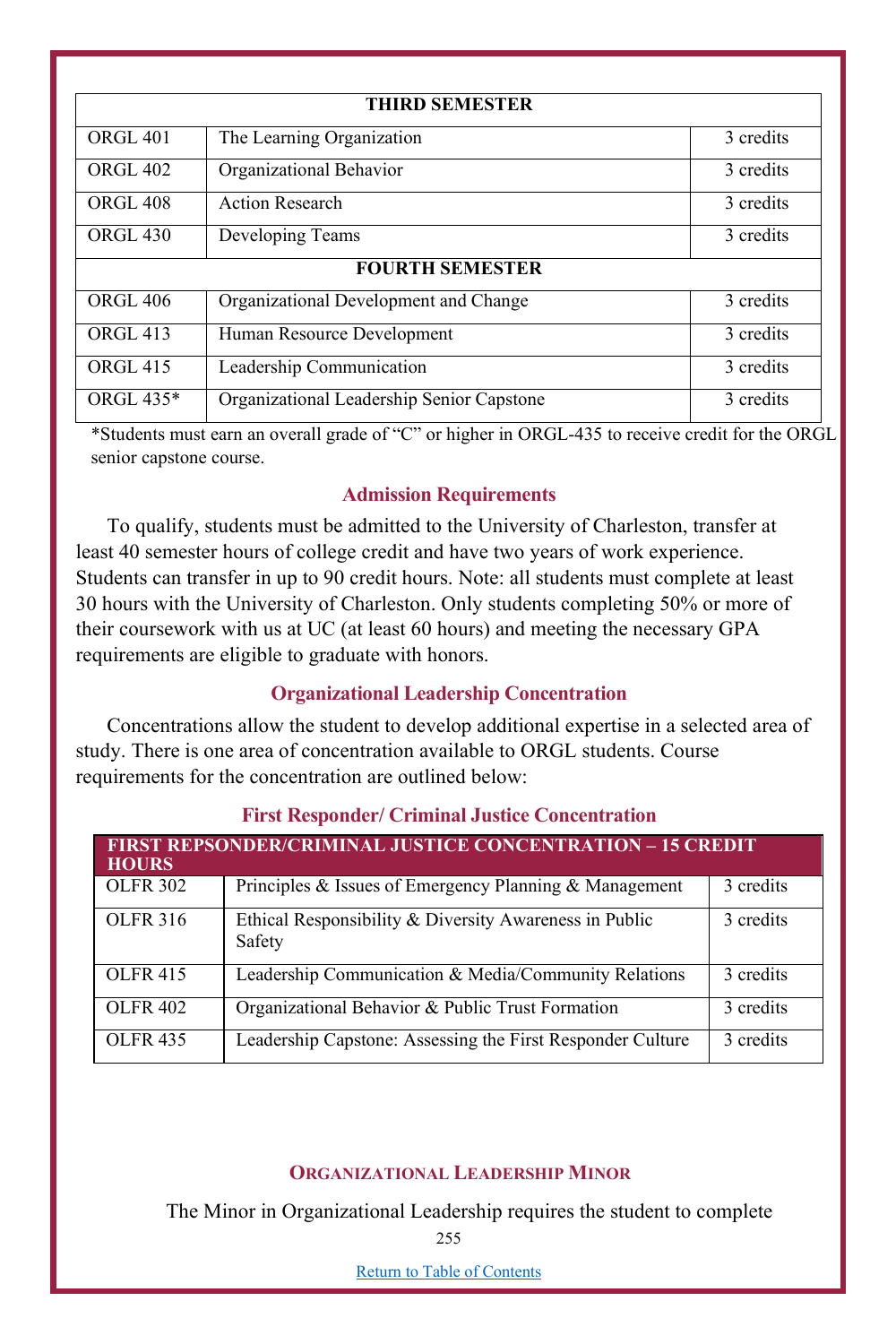| THIRD SEMESTER | | |
|---|---|---|
| ORGL 401 | The Learning Organization | 3 credits |
| ORGL 402 | Organizational Behavior | 3 credits |
| ORGL 408 | Action Research | 3 credits |
| ORGL 430 | Developing Teams | 3 credits |
| **FOURTH SEMESTER** | | |
| ORGL 406 | Organizational Development and Change | 3 credits |
| ORGL 413 | Human Resource Development | 3 credits |
| ORGL 415 | Leadership Communication | 3 credits |
| ORGL 435* | Organizational Leadership Senior Capstone | 3 credits |

*Students must earn an overall grade of "C" or higher in ORGL-435 to receive credit for the ORGL senior capstone course.

### Admission Requirements

To qualify, students must be admitted to the University of Charleston, transfer at least 40 semester hours of college credit and have two years of work experience. Students can transfer in up to 90 credit hours. Note: all students must complete at least 30 hours with the University of Charleston. Only students completing 50% or more of their coursework with us at UC (at least 60 hours) and meeting the necessary GPA requirements are eligible to graduate with honors.

### Organizational Leadership Concentration

Concentrations allow the student to develop additional expertise in a selected area of study. There is one area of concentration available to ORGL students. Course requirements for the concentration are outlined below:

### First Responder/ Criminal Justice Concentration

| FIRST REPSONDER/CRIMINAL JUSTICE CONCENTRATION – 15 CREDIT HOURS | | |
|---|---|---|
| OLFR 302 | Principles & Issues of Emergency Planning & Management | 3 credits |
| OLFR 316 | Ethical Responsibility & Diversity Awareness in Public Safety | 3 credits |
| OLFR 415 | Leadership Communication & Media/Community Relations | 3 credits |
| OLFR 402 | Organizational Behavior & Public Trust Formation | 3 credits |
| OLFR 435 | Leadership Capstone: Assessing the First Responder Culture | 3 credits |

### Organizational Leadership Minor

The Minor in Organizational Leadership requires the student to complete

[Return to Table of Contents]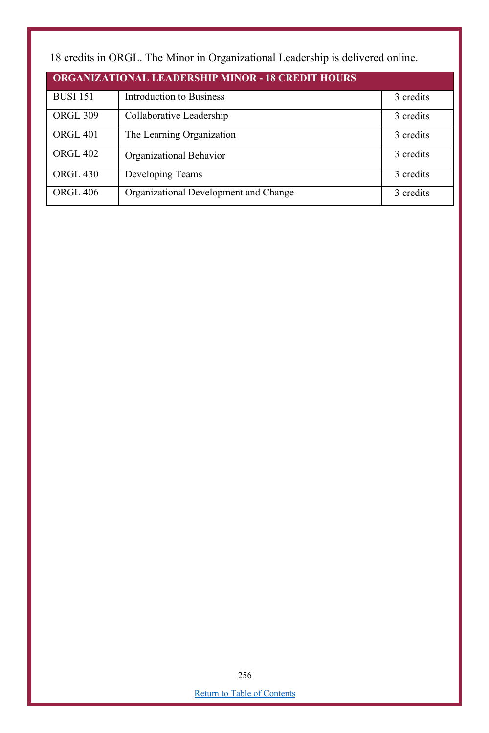18 credits in ORGL. The Minor in Organizational Leadership is delivered online.

| ORGANIZATIONAL LEADERSHIP MINOR - 18 CREDIT HOURS | | |
|---|---|---|
| BUSI 151 | Introduction to Business | 3 credits |
| ORGL 309 | Collaborative Leadership | 3 credits |
| ORGL 401 | The Learning Organization | 3 credits |
| ORGL 402 | Organizational Behavior | 3 credits |
| ORGL 430 | Developing Teams | 3 credits |
| ORGL 406 | Organizational Development and Change | 3 credits |

Return to Table of Contents